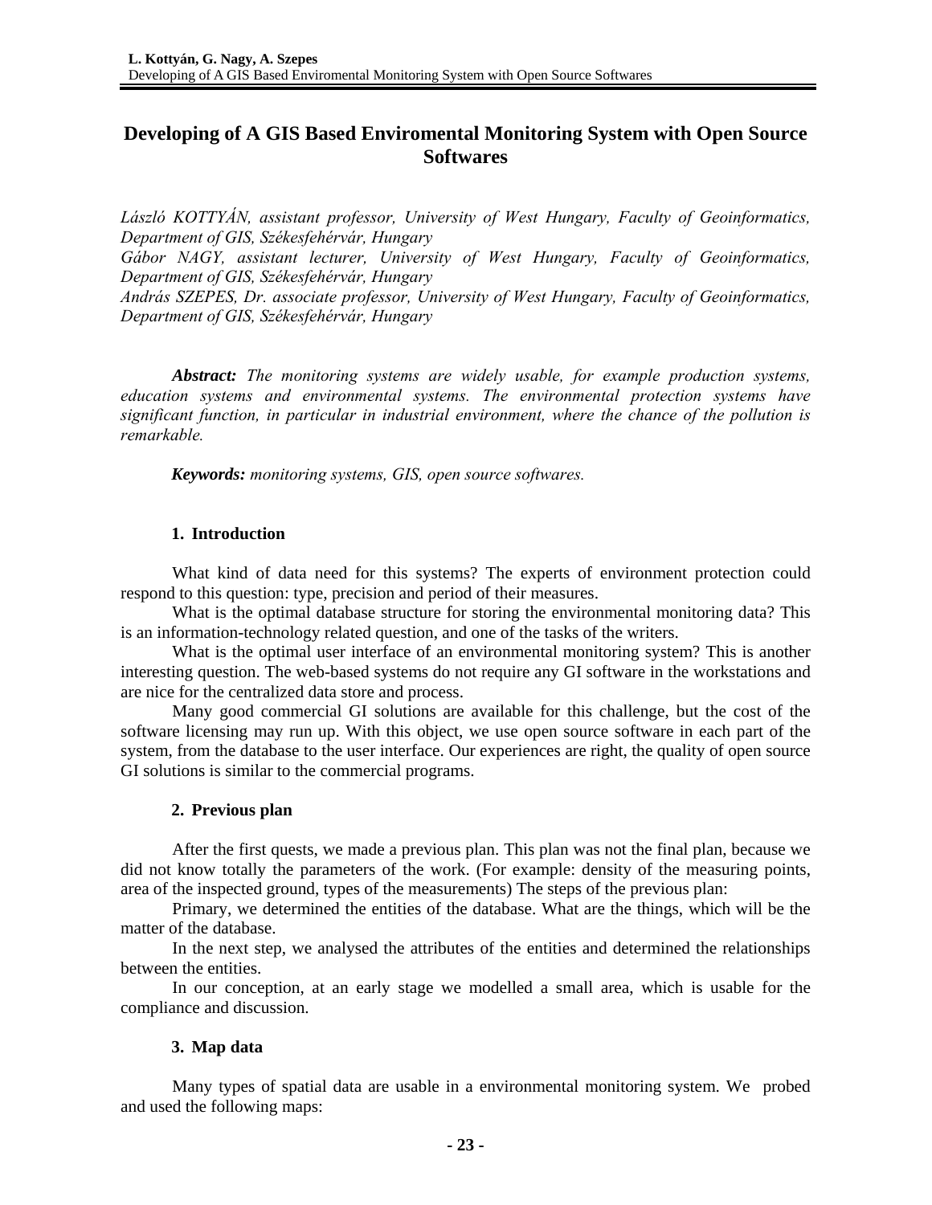# Developing of A GIS Based Enviromental Monitoring System with Open Source Softwares

*László KOTTYÁN, assistant professor, University of West Hungary, Faculty of Geoinformatics, Department of GIS, Székesfehérvár, Hungary*
*Gábor NAGY, assistant lecturer, University of West Hungary, Faculty of Geoinformatics, Department of GIS, Székesfehérvár, Hungary*
*András SZEPES, Dr. associate professor, University of West Hungary, Faculty of Geoinformatics, Department of GIS, Székesfehérvár, Hungary*

***Abstract:*** *The monitoring systems are widely usable, for example production systems, education systems and environmental systems. The environmental protection systems have significant function, in particular in industrial environment, where the chance of the pollution is remarkable.*

***Keywords:*** *monitoring systems, GIS, open source softwares.*

## 1. Introduction

What kind of data need for this systems? The experts of environment protection could respond to this question: type, precision and period of their measures.

What is the optimal database structure for storing the environmental monitoring data? This is an information-technology related question, and one of the tasks of the writers.

What is the optimal user interface of an environmental monitoring system? This is another interesting question. The web-based systems do not require any GI software in the workstations and are nice for the centralized data store and process.

Many good commercial GI solutions are available for this challenge, but the cost of the software licensing may run up. With this object, we use open source software in each part of the system, from the database to the user interface. Our experiences are right, the quality of open source GI solutions is similar to the commercial programs.

## 2. Previous plan

After the first quests, we made a previous plan. This plan was not the final plan, because we did not know totally the parameters of the work. (For example: density of the measuring points, area of the inspected ground, types of the measurements) The steps of the previous plan:

Primary, we determined the entities of the database. What are the things, which will be the matter of the database.

In the next step, we analysed the attributes of the entities and determined the relationships between the entities.

In our conception, at an early stage we modelled a small area, which is usable for the compliance and discussion.

## 3. Map data

Many types of spatial data are usable in a environmental monitoring system. We probed and used the following maps: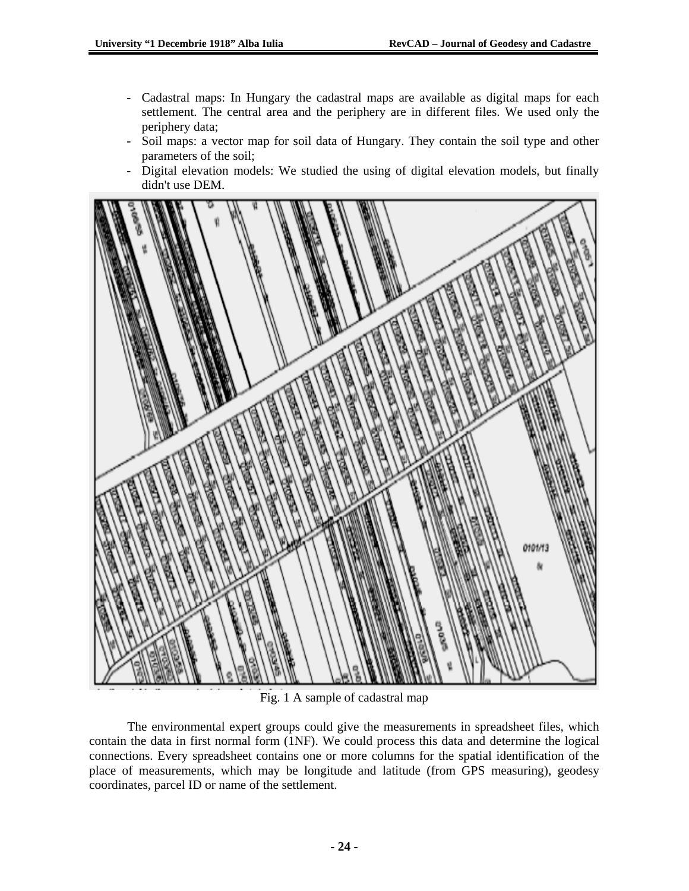- Cadastral maps: In Hungary the cadastral maps are available as digital maps for each settlement. The central area and the periphery are in different files. We used only the periphery data;
- Soil maps: a vector map for soil data of Hungary. They contain the soil type and other parameters of the soil;
- Digital elevation models: We studied the using of digital elevation models, but finally didn't use DEM.

Fig. 1 A sample of cadastral map

The environmental expert groups could give the measurements in spreadsheet files, which contain the data in first normal form (1NF). We could process this data and determine the logical connections. Every spreadsheet contains one or more columns for the spatial identification of the place of measurements, which may be longitude and latitude (from GPS measuring), geodesy coordinates, parcel ID or name of the settlement.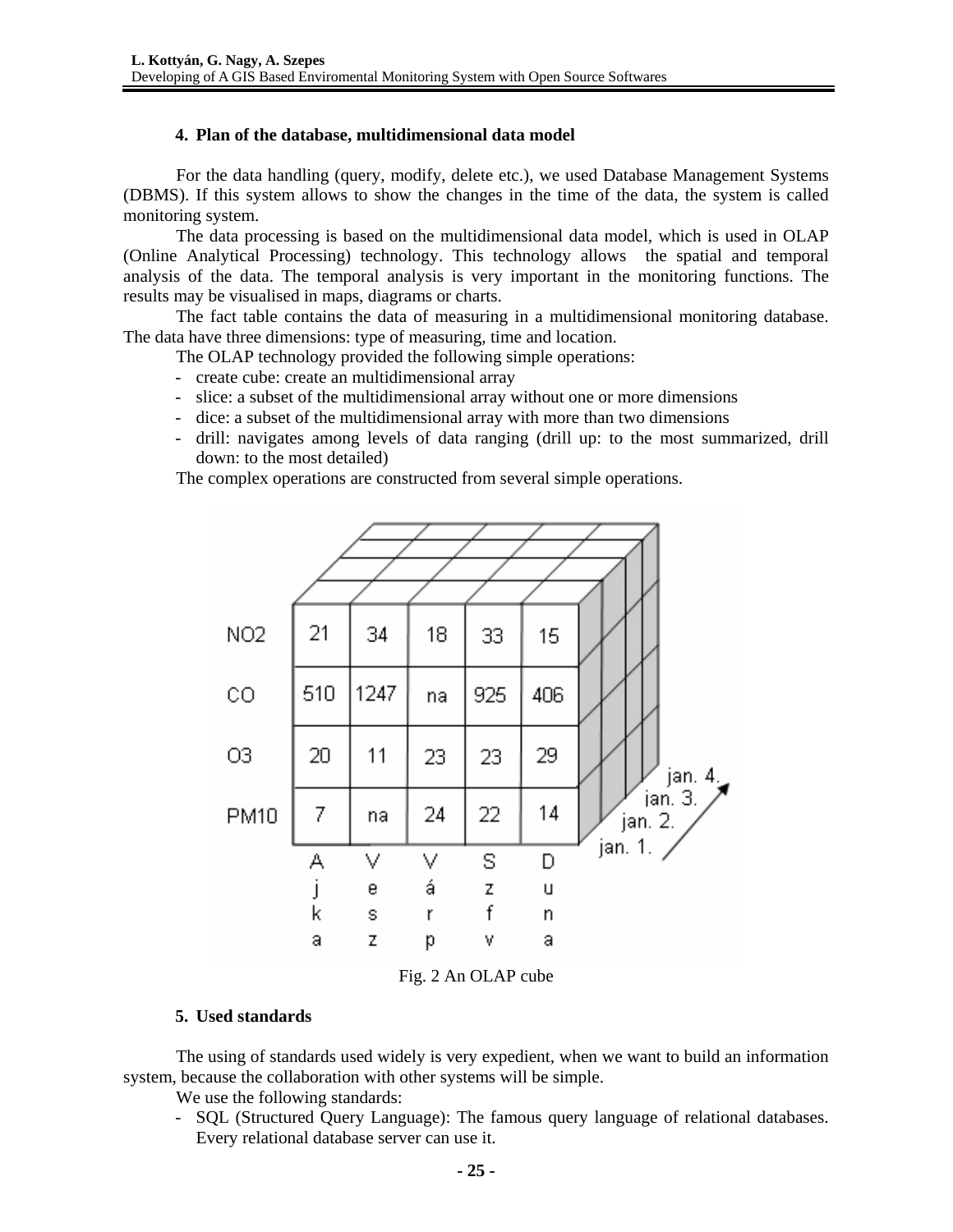## 4. Plan of the database, multidimensional data model

For the data handling (query, modify, delete etc.), we used Database Management Systems (DBMS). If this system allows to show the changes in the time of the data, the system is called monitoring system.

The data processing is based on the multidimensional data model, which is used in OLAP (Online Analytical Processing) technology. This technology allows the spatial and temporal analysis of the data. The temporal analysis is very important in the monitoring functions. The results may be visualised in maps, diagrams or charts.

The fact table contains the data of measuring in a multidimensional monitoring database. The data have three dimensions: type of measuring, time and location.

The OLAP technology provided the following simple operations:

- create cube: create an multidimensional array
- slice: a subset of the multidimensional array without one or more dimensions
- dice: a subset of the multidimensional array with more than two dimensions
- drill: navigates among levels of data ranging (drill up: to the most summarized, drill down: to the most detailed)

The complex operations are constructed from several simple operations.

| | Ajka | Vesz | Várp | Szfv | Duna |
|---|---|---|---|---|---|
| $NO_2$ | 21 | 34 | 18 | 33 | 15 |
| CO | 510 | 1247 | na | 925 | 406 |
| $O_3$ | 20 | 11 | 23 | 23 | 29 |
| PM10 | 7 | na | 24 | 22 | 14 |

jan. 1., jan. 2., jan. 3., jan. 4.

Fig. 2 An OLAP cube

## 5. Used standards

The using of standards used widely is very expedient, when we want to build an information system, because the collaboration with other systems will be simple.

We use the following standards:

- SQL (Structured Query Language): The famous query language of relational databases. Every relational database server can use it.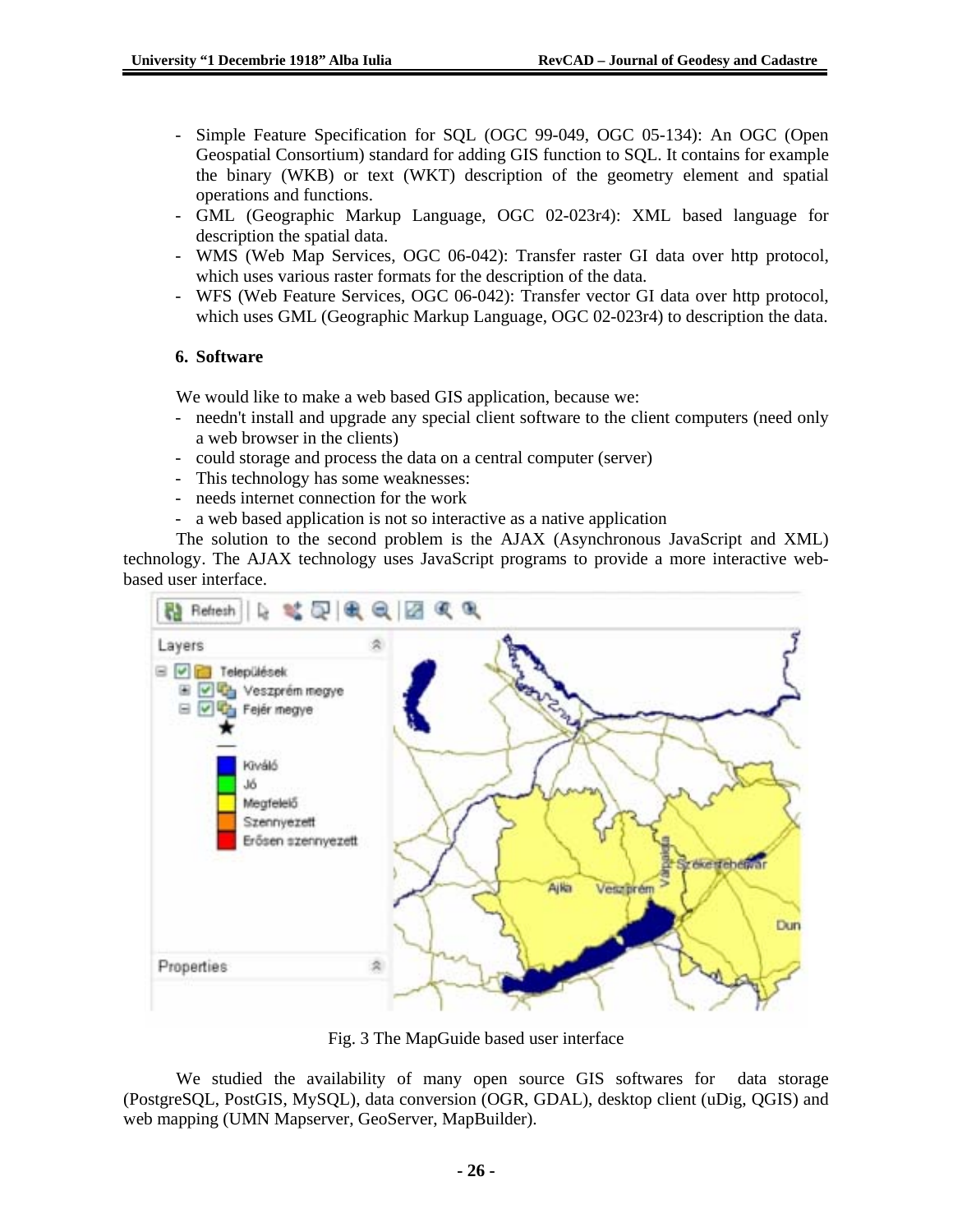- Simple Feature Specification for SQL (OGC 99-049, OGC 05-134): An OGC (Open Geospatial Consortium) standard for adding GIS function to SQL. It contains for example the binary (WKB) or text (WKT) description of the geometry element and spatial operations and functions.
- GML (Geographic Markup Language, OGC 02-023r4): XML based language for description the spatial data.
- WMS (Web Map Services, OGC 06-042): Transfer raster GI data over http protocol, which uses various raster formats for the description of the data.
- WFS (Web Feature Services, OGC 06-042): Transfer vector GI data over http protocol, which uses GML (Geographic Markup Language, OGC 02-023r4) to description the data.

## 6. Software

We would like to make a web based GIS application, because we:

- needn't install and upgrade any special client software to the client computers (need only a web browser in the clients)
- could storage and process the data on a central computer (server)
- This technology has some weaknesses:
- needs internet connection for the work
- a web based application is not so interactive as a native application

The solution to the second problem is the AJAX (Asynchronous JavaScript and XML) technology. The AJAX technology uses JavaScript programs to provide a more interactive web-based user interface.

Fig. 3 The MapGuide based user interface

We studied the availability of many open source GIS softwares for data storage (PostgreSQL, PostGIS, MySQL), data conversion (OGR, GDAL), desktop client (uDig, QGIS) and web mapping (UMN Mapserver, GeoServer, MapBuilder).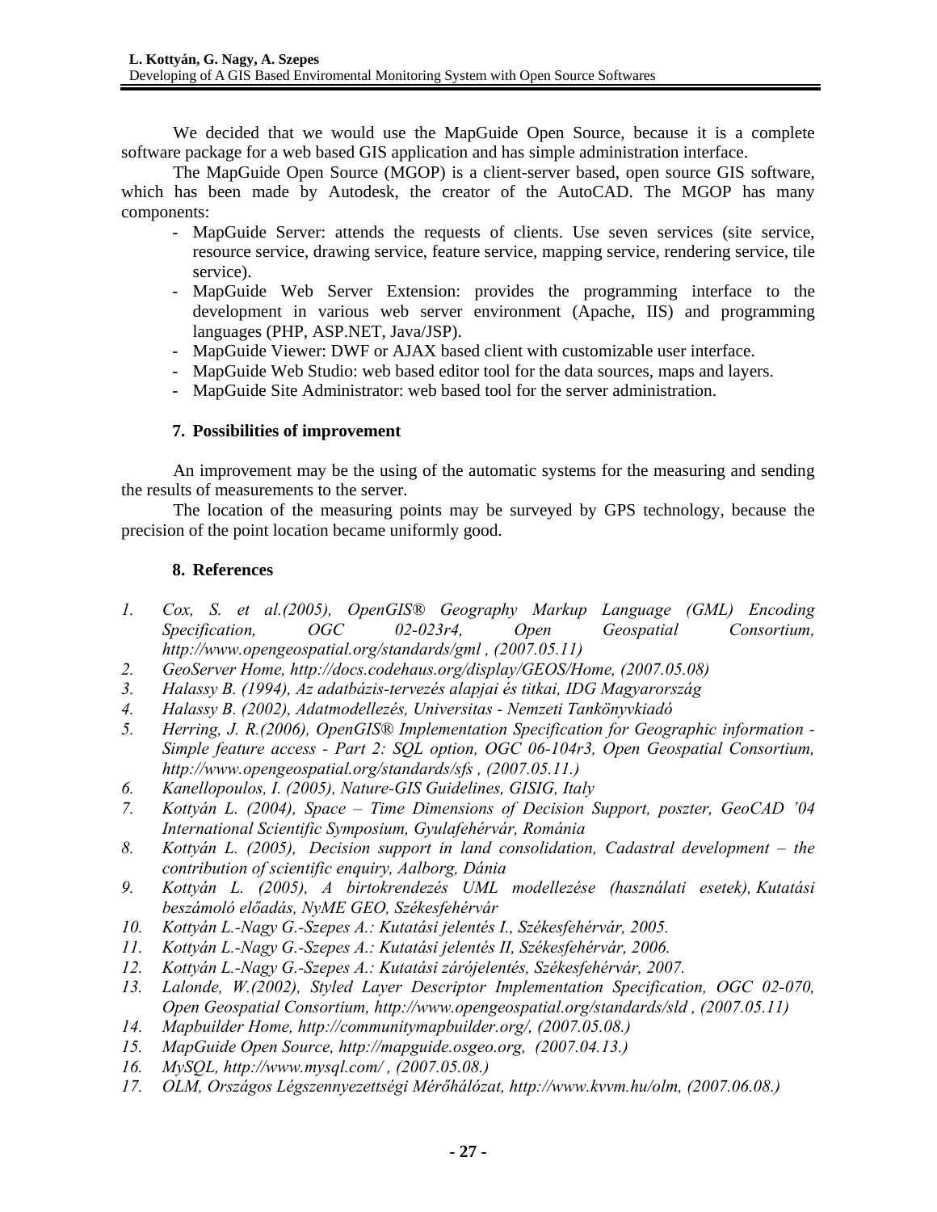We decided that we would use the MapGuide Open Source, because it is a complete software package for a web based GIS application and has simple administration interface.

The MapGuide Open Source (MGOP) is a client-server based, open source GIS software, which has been made by Autodesk, the creator of the AutoCAD. The MGOP has many components:

- MapGuide Server: attends the requests of clients. Use seven services (site service, resource service, drawing service, feature service, mapping service, rendering service, tile service).
- MapGuide Web Server Extension: provides the programming interface to the development in various web server environment (Apache, IIS) and programming languages (PHP, ASP.NET, Java/JSP).
- MapGuide Viewer: DWF or AJAX based client with customizable user interface.
- MapGuide Web Studio: web based editor tool for the data sources, maps and layers.
- MapGuide Site Administrator: web based tool for the server administration.

## 7. Possibilities of improvement

An improvement may be the using of the automatic systems for the measuring and sending the results of measurements to the server.

The location of the measuring points may be surveyed by GPS technology, because the precision of the point location became uniformly good.

## 8. References

1. *Cox, S. et al.(2005), OpenGIS® Geography Markup Language (GML) Encoding Specification, OGC 02-023r4, Open Geospatial Consortium, http://www.opengeospatial.org/standards/gml , (2007.05.11)*
2. *GeoServer Home, http://docs.codehaus.org/display/GEOS/Home, (2007.05.08)*
3. *Halassy B. (1994), Az adatbázis-tervezés alapjai és titkai, IDG Magyarország*
4. *Halassy B. (2002), Adatmodellezés, Universitas - Nemzeti Tankönyvkiadó*
5. *Herring, J. R.(2006), OpenGIS® Implementation Specification for Geographic information - Simple feature access - Part 2: SQL option, OGC 06-104r3, Open Geospatial Consortium, http://www.opengeospatial.org/standards/sfs , (2007.05.11.)*
6. *Kanellopoulos, I. (2005), Nature-GIS Guidelines, GISIG, Italy*
7. *Kottyán L. (2004), Space – Time Dimensions of Decision Support, poszter, GeoCAD '04 International Scientific Symposium, Gyulafehérvár, Románia*
8. *Kottyán L. (2005), Decision support in land consolidation, Cadastral development – the contribution of scientific enquiry, Aalborg, Dánia*
9. *Kottyán L. (2005), A birtokrendezés UML modellezése (használati esetek), Kutatási beszámoló előadás, NyME GEO, Székesfehérvár*
10. *Kottyán L.-Nagy G.-Szepes A.: Kutatási jelentés I., Székesfehérvár, 2005.*
11. *Kottyán L.-Nagy G.-Szepes A.: Kutatási jelentés II, Székesfehérvár, 2006.*
12. *Kottyán L.-Nagy G.-Szepes A.: Kutatási zárójelentés, Székesfehérvár, 2007.*
13. *Lalonde, W.(2002), Styled Layer Descriptor Implementation Specification, OGC 02-070, Open Geospatial Consortium, http://www.opengeospatial.org/standards/sld , (2007.05.11)*
14. *Mapbuilder Home, http://communitymapbuilder.org/, (2007.05.08.)*
15. *MapGuide Open Source, http://mapguide.osgeo.org, (2007.04.13.)*
16. *MySQL, http://www.mysql.com/ , (2007.05.08.)*
17. *OLM, Országos Légszennyezettségi Mérőhálózat, http://www.kvvm.hu/olm, (2007.06.08.)*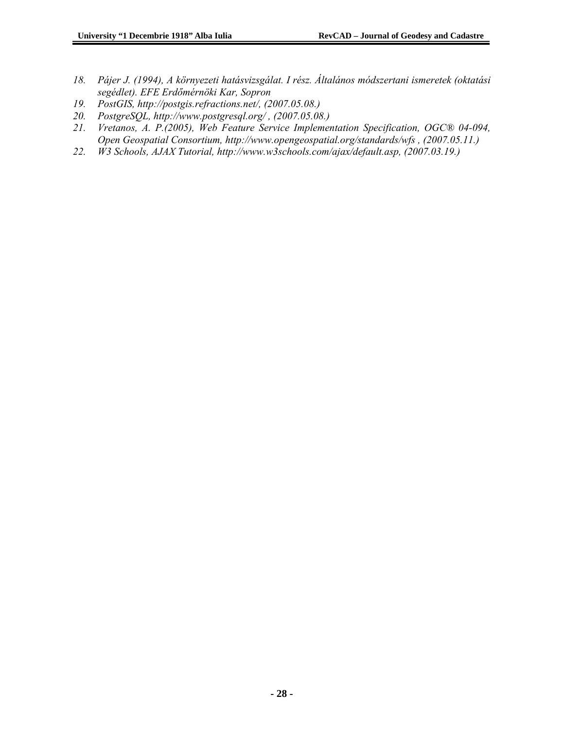18. *Pájer J. (1994), A környezeti hatásvizsgálat. I rész. Általános módszertani ismeretek (oktatási segédlet). EFE Erdőmérnöki Kar, Sopron*
19. *PostGIS, http://postgis.refractions.net/, (2007.05.08.)*
20. *PostgreSQL, http://www.postgresql.org/ , (2007.05.08.)*
21. *Vretanos, A. P.(2005), Web Feature Service Implementation Specification, OGC® 04-094, Open Geospatial Consortium, http://www.opengeospatial.org/standards/wfs , (2007.05.11.)*
22. *W3 Schools, AJAX Tutorial, http://www.w3schools.com/ajax/default.asp, (2007.03.19.)*